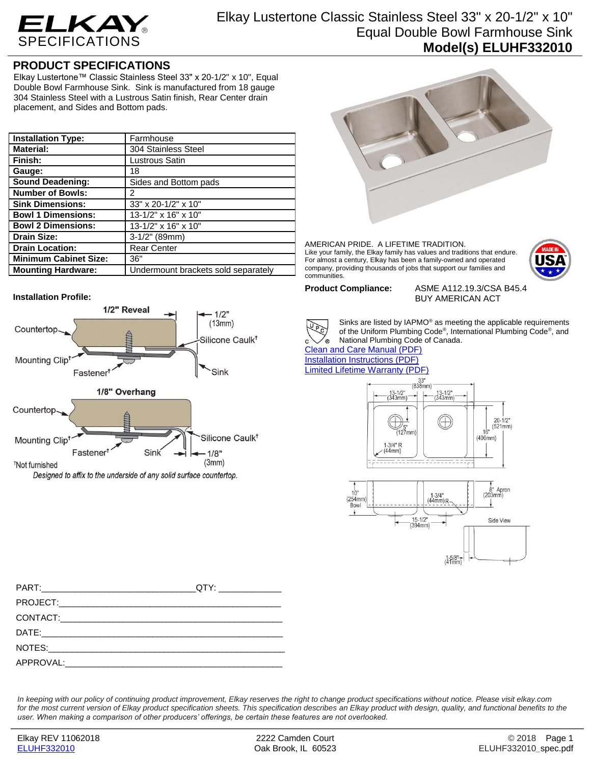# ELKAY SPECIFICATIONS

## Elkay Lustertone Classic Stainless Steel 33" x 20-1/2" x 10" Equal Double Bowl Farmhouse Sink

**Model(s) ELUHF332010**

## PRODUCT SPECIFICATIONS

Elkay Lustertone™ Classic Stainless Steel 33" x 20-1/2" x 10", Equal Double Bowl Farmhouse Sink. Sink is manufactured from 18 gauge 304 Stainless Steel with a Lustrous Satin finish, Rear Center drain placement, and Sides and Bottom pads.

| | |
|---|---|
| **Installation Type:** | Farmhouse |
| **Material:** | 304 Stainless Steel |
| **Finish:** | Lustrous Satin |
| **Gauge:** | 18 |
| **Sound Deadening:** | Sides and Bottom pads |
| **Number of Bowls:** | 2 |
| **Sink Dimensions:** | 33" x 20-1/2" x 10" |
| **Bowl 1 Dimensions:** | 13-1/2" x 16" x 10" |
| **Bowl 2 Dimensions:** | 13-1/2" x 16" x 10" |
| **Drain Size:** | 3-1/2" (89mm) |
| **Drain Location:** | Rear Center |
| **Minimum Cabinet Size:** | 36" |
| **Mounting Hardware:** | Undermount brackets sold separately |

AMERICAN PRIDE. A LIFETIME TRADITION.
Like your family, the Elkay family has values and traditions that endure. For almost a century, Elkay has been a family-owned and operated company, providing thousands of jobs that support our families and communities.

**Product Compliance:** ASME A112.19.3/CSA B45.4
BUY AMERICAN ACT

Sinks are listed by IAPMO® as meeting the applicable requirements of the Uniform Plumbing Code®, International Plumbing Code®, and National Plumbing Code of Canada.

[Clean and Care Manual (PDF)]
[Installation Instructions (PDF)]
[Limited Lifetime Warranty (PDF)]

**Installation Profile:**

1/2" Reveal — Countertop, Mounting Clip†, Fastener†, Silicone Caulk†, Sink, 1/2" (13mm)

1/8" Overhang — Countertop, Mounting Clip†, Fastener†, Sink, Silicone Caulk†, 1/8" (3mm)

†Not furnished

*Designed to affix to the underside of any solid surface countertop.*

Dimensions: 33" (838mm); 13-1/2" (343mm); 13-1/2" (343mm); 20-1/2" (521mm); 16" (406mm); 5" (127mm); 1-3/4" R (44mm); 10" (254mm) Bowl; 1-3/4" (44mm) R; 8" Apron (203mm); 15-1/2" (394mm); Side View; 1-5/8" (41mm)

PART:_______________________________ QTY: ____________

PROJECT:____________________________________________

CONTACT:____________________________________________

DATE:_______________________________________________

NOTES:______________________________________________

APPROVAL:___________________________________________

*In keeping with our policy of continuing product improvement, Elkay reserves the right to change product specifications without notice. Please visit elkay.com for the most current version of Elkay product specification sheets. This specification describes an Elkay product with design, quality, and functional benefits to the user. When making a comparison of other producers' offerings, be certain these features are not overlooked.*

Elkay REV 11062018 — ELUHF332010 — 2222 Camden Court, Oak Brook, IL 60523 — © 2018 — ELUHF332010_spec.pdf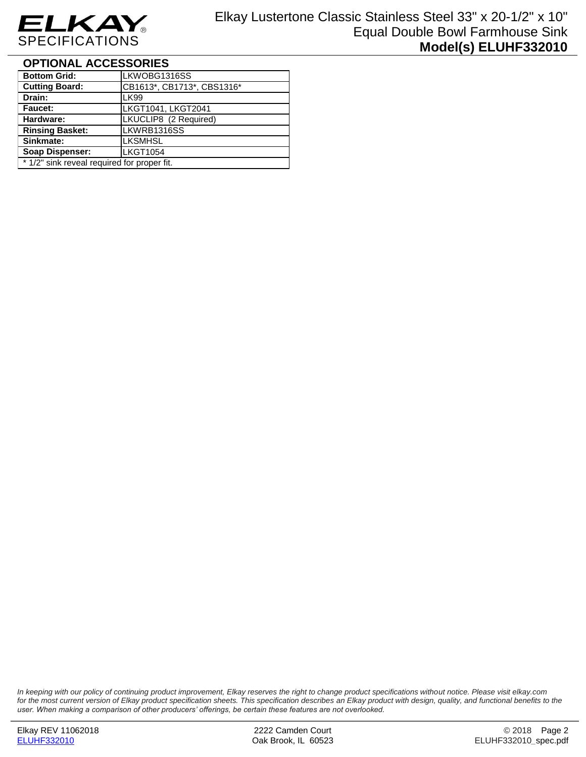## OPTIONAL ACCESSORIES

| | |
|---|---|
| **Bottom Grid:** | LKWOBG1316SS |
| **Cutting Board:** | CB1613*, CB1713*, CBS1316* |
| **Drain:** | LK99 |
| **Faucet:** | LKGT1041, LKGT2041 |
| **Hardware:** | LKUCLIP8 (2 Required) |
| **Rinsing Basket:** | LKWRB1316SS |
| **Sinkmate:** | LKSMHSL |
| **Soap Dispenser:** | LKGT1054 |
| * 1/2" sink reveal required for proper fit. | |

*In keeping with our policy of continuing product improvement, Elkay reserves the right to change product specifications without notice. Please visit elkay.com for the most current version of Elkay product specification sheets. This specification describes an Elkay product with design, quality, and functional benefits to the user. When making a comparison of other producers' offerings, be certain these features are not overlooked.*

Elkay REV 11062018
ELUHF332010

2222 Camden Court
Oak Brook, IL 60523

© 2018
ELUHF332010_spec.pdf